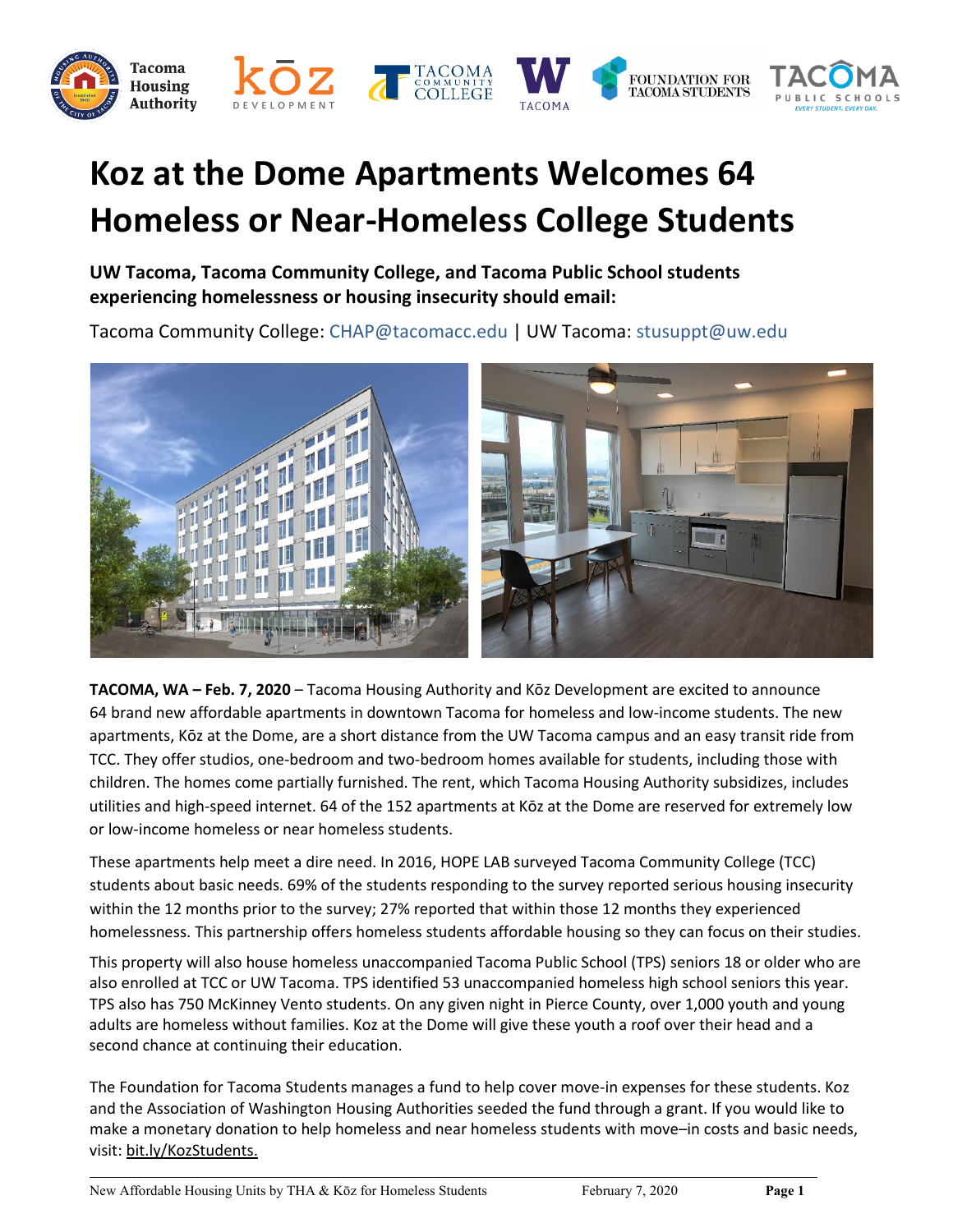# Koz at the Dome Apartments Welcomes 64 Homeless or Near-Homeless College Students

**UW Tacoma, Tacoma Community College, and Tacoma Public School students experiencing homelessness or housing insecurity should email:**

Tacoma Community College: CHAP@tacomacc.edu | UW Tacoma: stusuppt@uw.edu

**TACOMA, WA – Feb. 7, 2020** – Tacoma Housing Authority and Kōz Development are excited to announce 64 brand new affordable apartments in downtown Tacoma for homeless and low-income students. The new apartments, Kōz at the Dome, are a short distance from the UW Tacoma campus and an easy transit ride from TCC. They offer studios, one-bedroom and two-bedroom homes available for students, including those with children. The homes come partially furnished. The rent, which Tacoma Housing Authority subsidizes, includes utilities and high-speed internet. 64 of the 152 apartments at Kōz at the Dome are reserved for extremely low or low-income homeless or near homeless students.

These apartments help meet a dire need. In 2016, HOPE LAB surveyed Tacoma Community College (TCC) students about basic needs. 69% of the students responding to the survey reported serious housing insecurity within the 12 months prior to the survey; 27% reported that within those 12 months they experienced homelessness. This partnership offers homeless students affordable housing so they can focus on their studies.

This property will also house homeless unaccompanied Tacoma Public School (TPS) seniors 18 or older who are also enrolled at TCC or UW Tacoma. TPS identified 53 unaccompanied homeless high school seniors this year. TPS also has 750 McKinney Vento students. On any given night in Pierce County, over 1,000 youth and young adults are homeless without families. Koz at the Dome will give these youth a roof over their head and a second chance at continuing their education.

The Foundation for Tacoma Students manages a fund to help cover move-in expenses for these students. Koz and the Association of Washington Housing Authorities seeded the fund through a grant. If you would like to make a monetary donation to help homeless and near homeless students with move–in costs and basic needs, visit: bit.ly/KozStudents.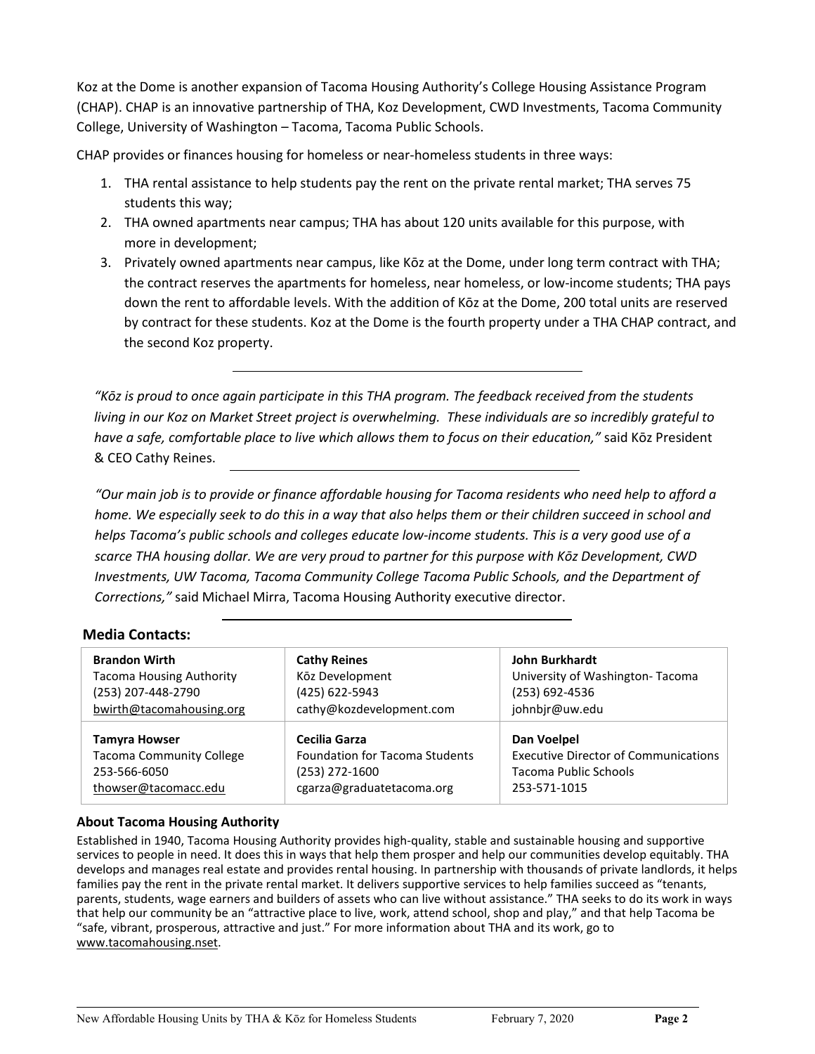Koz at the Dome is another expansion of Tacoma Housing Authority's College Housing Assistance Program (CHAP). CHAP is an innovative partnership of THA, Koz Development, CWD Investments, Tacoma Community College, University of Washington – Tacoma, Tacoma Public Schools.

CHAP provides or finances housing for homeless or near-homeless students in three ways:

1. THA rental assistance to help students pay the rent on the private rental market; THA serves 75 students this way;
2. THA owned apartments near campus; THA has about 120 units available for this purpose, with more in development;
3. Privately owned apartments near campus, like Kōz at the Dome, under long term contract with THA; the contract reserves the apartments for homeless, near homeless, or low-income students; THA pays down the rent to affordable levels. With the addition of Kōz at the Dome, 200 total units are reserved by contract for these students. Koz at the Dome is the fourth property under a THA CHAP contract, and the second Koz property.

---

*"Kōz is proud to once again participate in this THA program. The feedback received from the students living in our Koz on Market Street project is overwhelming. These individuals are so incredibly grateful to have a safe, comfortable place to live which allows them to focus on their education,"* said Kōz President & CEO Cathy Reines.

---

*"Our main job is to provide or finance affordable housing for Tacoma residents who need help to afford a home. We especially seek to do this in a way that also helps them or their children succeed in school and helps Tacoma's public schools and colleges educate low-income students. This is a very good use of a scarce THA housing dollar. We are very proud to partner for this purpose with Kōz Development, CWD Investments, UW Tacoma, Tacoma Community College Tacoma Public Schools, and the Department of Corrections,"* said Michael Mirra, Tacoma Housing Authority executive director.

---

## Media Contacts:

| | | |
|---|---|---|
| **Brandon Wirth**<br>Tacoma Housing Authority<br>(253) 207-448-2790<br>bwirth@tacomahousing.org | **Cathy Reines**<br>Kōz Development<br>(425) 622-5943<br>cathy@kozdevelopment.com | **John Burkhardt**<br>University of Washington- Tacoma<br>(253) 692-4536<br>johnbjr@uw.edu |
| **Tamyra Howser**<br>Tacoma Community College<br>253-566-6050<br>thowser@tacomacc.edu | **Cecilia Garza**<br>Foundation for Tacoma Students<br>(253) 272-1600<br>cgarza@graduatetacoma.org | **Dan Voelpel**<br>Executive Director of Communications<br>Tacoma Public Schools<br>253-571-1015 |

### About Tacoma Housing Authority

Established in 1940, Tacoma Housing Authority provides high-quality, stable and sustainable housing and supportive services to people in need. It does this in ways that help them prosper and help our communities develop equitably. THA develops and manages real estate and provides rental housing. In partnership with thousands of private landlords, it helps families pay the rent in the private rental market. It delivers supportive services to help families succeed as "tenants, parents, students, wage earners and builders of assets who can live without assistance." THA seeks to do its work in ways that help our community be an "attractive place to live, work, attend school, shop and play," and that help Tacoma be "safe, vibrant, prosperous, attractive and just." For more information about THA and its work, go to www.tacomahousing.nset.